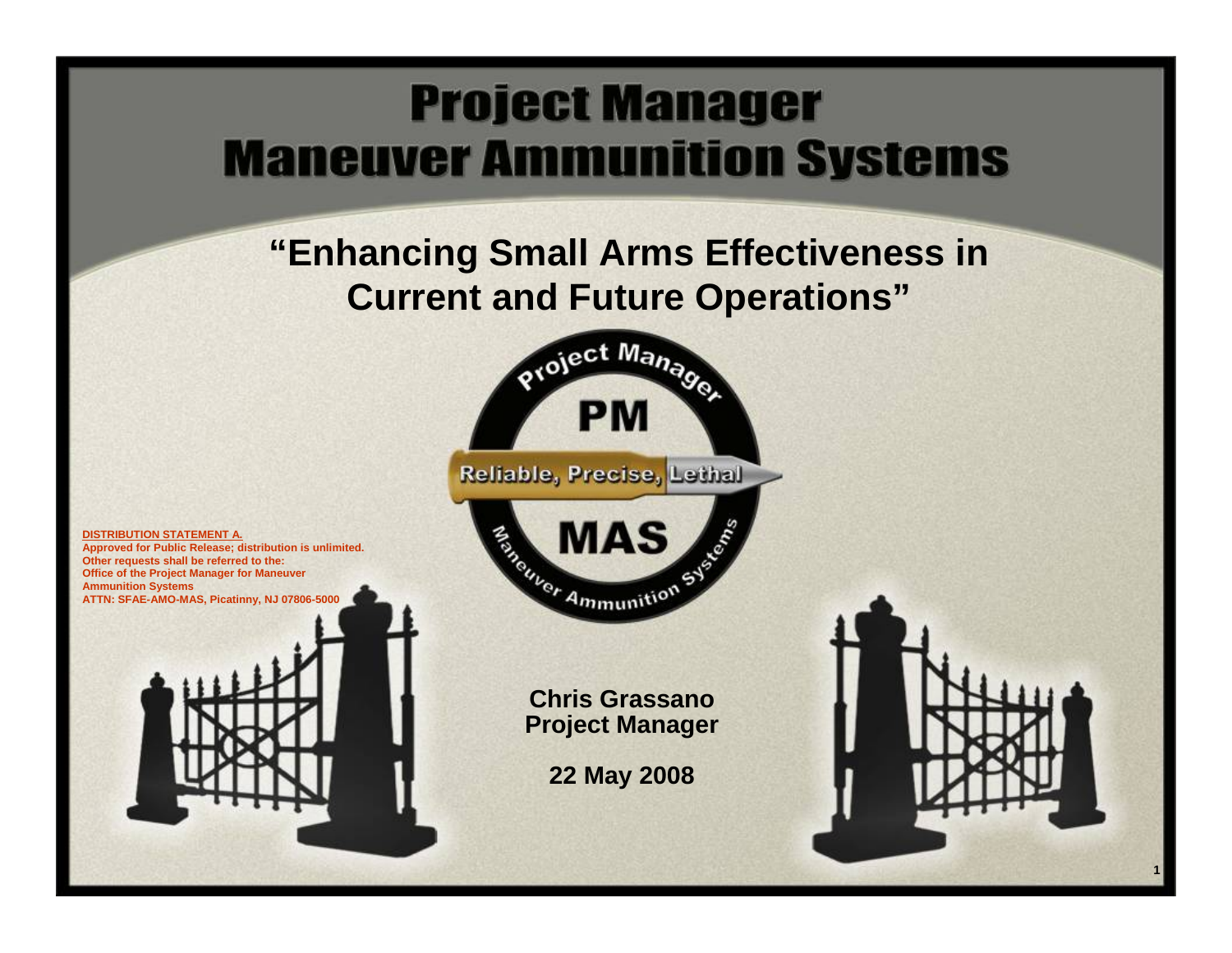# Project Manager Maneuver Ammunition Systems

## "Enhancing Small Arms Effectiveness in Current and Future Operations"

**DISTRIBUTION STATEMENT A.**
**Approved for Public Release; distribution is unlimited.**
**Other requests shall be referred to the:**
**Office of the Project Manager for Maneuver Ammunition Systems**
**ATTN: SFAE-AMO-MAS, Picatinny, NJ 07806-5000**

**Chris Grassano**
**Project Manager**

**22 May 2008**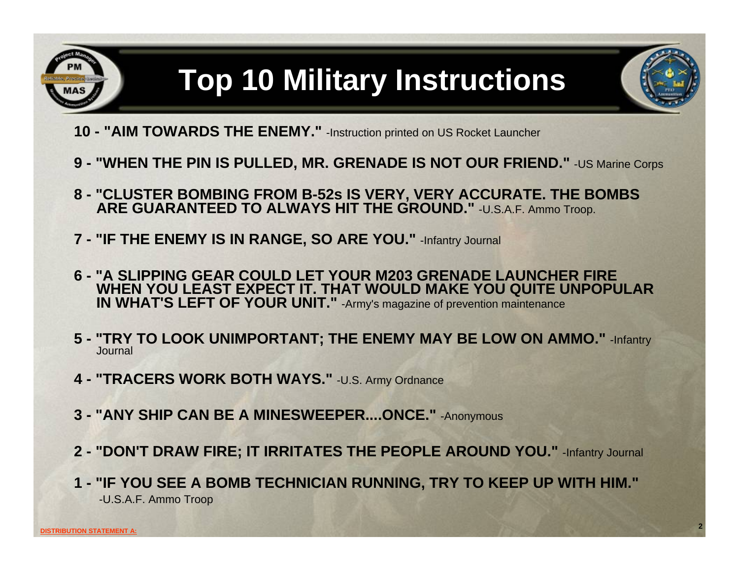# Top 10 Military Instructions

**10 - "AIM TOWARDS THE ENEMY."** -Instruction printed on US Rocket Launcher

**9 - "WHEN THE PIN IS PULLED, MR. GRENADE IS NOT OUR FRIEND."** -US Marine Corps

**8 - "CLUSTER BOMBING FROM B-52s IS VERY, VERY ACCURATE. THE BOMBS ARE GUARANTEED TO ALWAYS HIT THE GROUND."** -U.S.A.F. Ammo Troop.

**7 - "IF THE ENEMY IS IN RANGE, SO ARE YOU."** -Infantry Journal

**6 - "A SLIPPING GEAR COULD LET YOUR M203 GRENADE LAUNCHER FIRE WHEN YOU LEAST EXPECT IT. THAT WOULD MAKE YOU QUITE UNPOPULAR IN WHAT'S LEFT OF YOUR UNIT."** -Army's magazine of prevention maintenance

**5 - "TRY TO LOOK UNIMPORTANT; THE ENEMY MAY BE LOW ON AMMO."** -Infantry Journal

**4 - "TRACERS WORK BOTH WAYS."** -U.S. Army Ordnance

**3 - "ANY SHIP CAN BE A MINESWEEPER....ONCE."** -Anonymous

**2 - "DON'T DRAW FIRE; IT IRRITATES THE PEOPLE AROUND YOU."** -Infantry Journal

**1 - "IF YOU SEE A BOMB TECHNICIAN RUNNING, TRY TO KEEP UP WITH HIM."** -U.S.A.F. Ammo Troop

DISTRIBUTION STATEMENT A: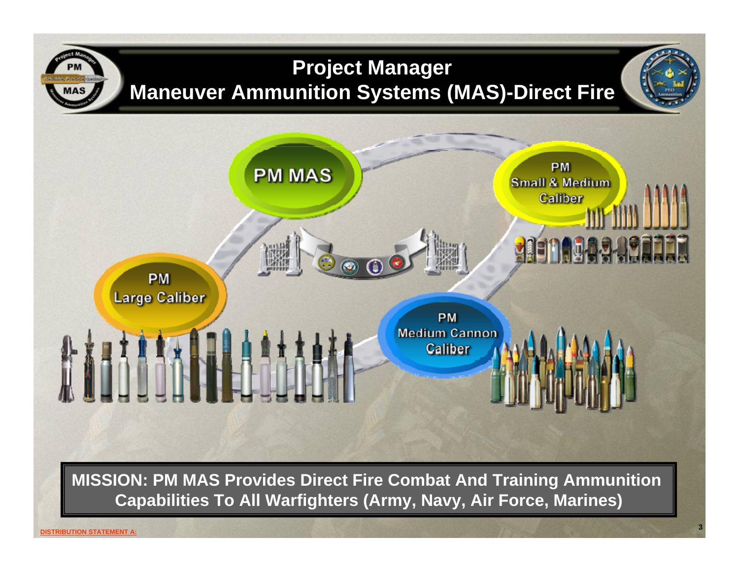# Project Manager Maneuver Ammunition Systems (MAS)-Direct Fire

PM MAS

PM Small & Medium Caliber

PM Large Caliber

PM Medium Cannon Caliber

**MISSION: PM MAS Provides Direct Fire Combat And Training Ammunition Capabilities To All Warfighters (Army, Navy, Air Force, Marines)**

DISTRIBUTION STATEMENT A: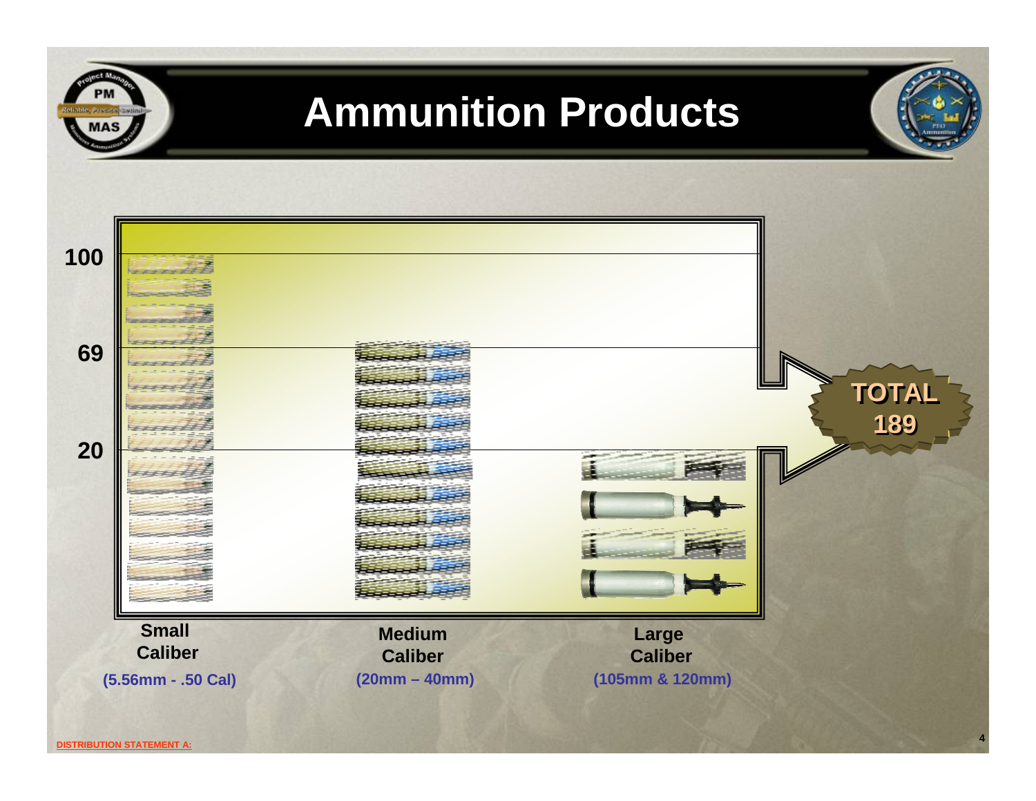# Ammunition Products

100

69

20

**TOTAL 189**

**Small Caliber**
(5.56mm - .50 Cal)

**Medium Caliber**
(20mm – 40mm)

**Large Caliber**
(105mm & 120mm)

DISTRIBUTION STATEMENT A: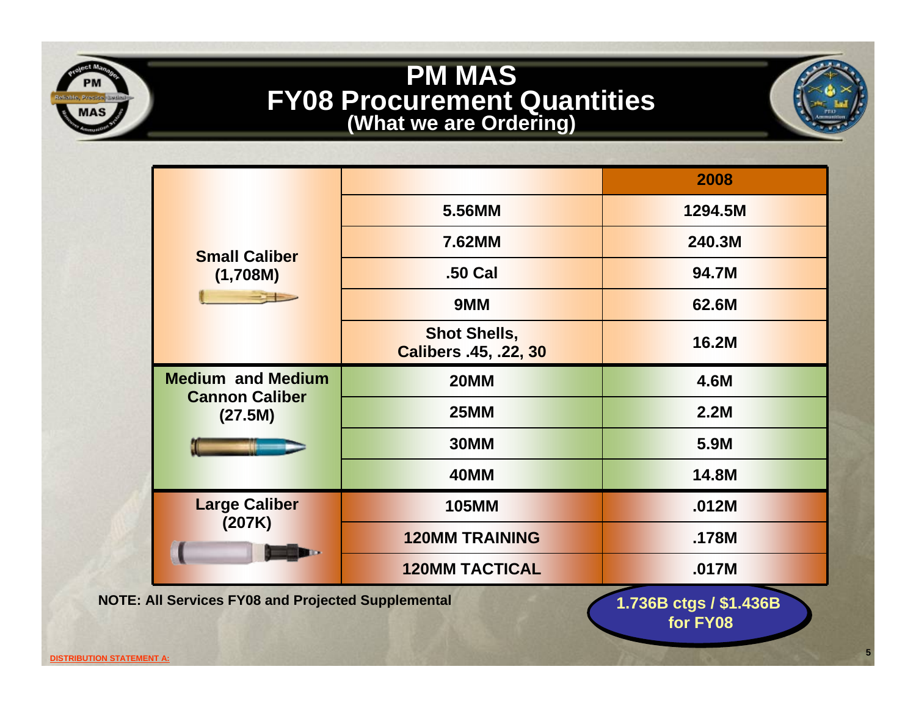# PM MAS
## FY08 Procurement Quantities
### (What we are Ordering)

| | | 2008 |
|---|---|---|
| Small Caliber (1,708M) | 5.56MM | 1294.5M |
| | 7.62MM | 240.3M |
| | .50 Cal | 94.7M |
| | 9MM | 62.6M |
| | Shot Shells, Calibers .45, .22, 30 | 16.2M |
| Medium and Medium Cannon Caliber (27.5M) | 20MM | 4.6M |
| | 25MM | 2.2M |
| | 30MM | 5.9M |
| | 40MM | 14.8M |
| Large Caliber (207K) | 105MM | .012M |
| | 120MM TRAINING | .178M |
| | 120MM TACTICAL | .017M |

**NOTE: All Services FY08 and Projected Supplemental**

**1.736B ctgs / $1.436B for FY08**

DISTRIBUTION STATEMENT A: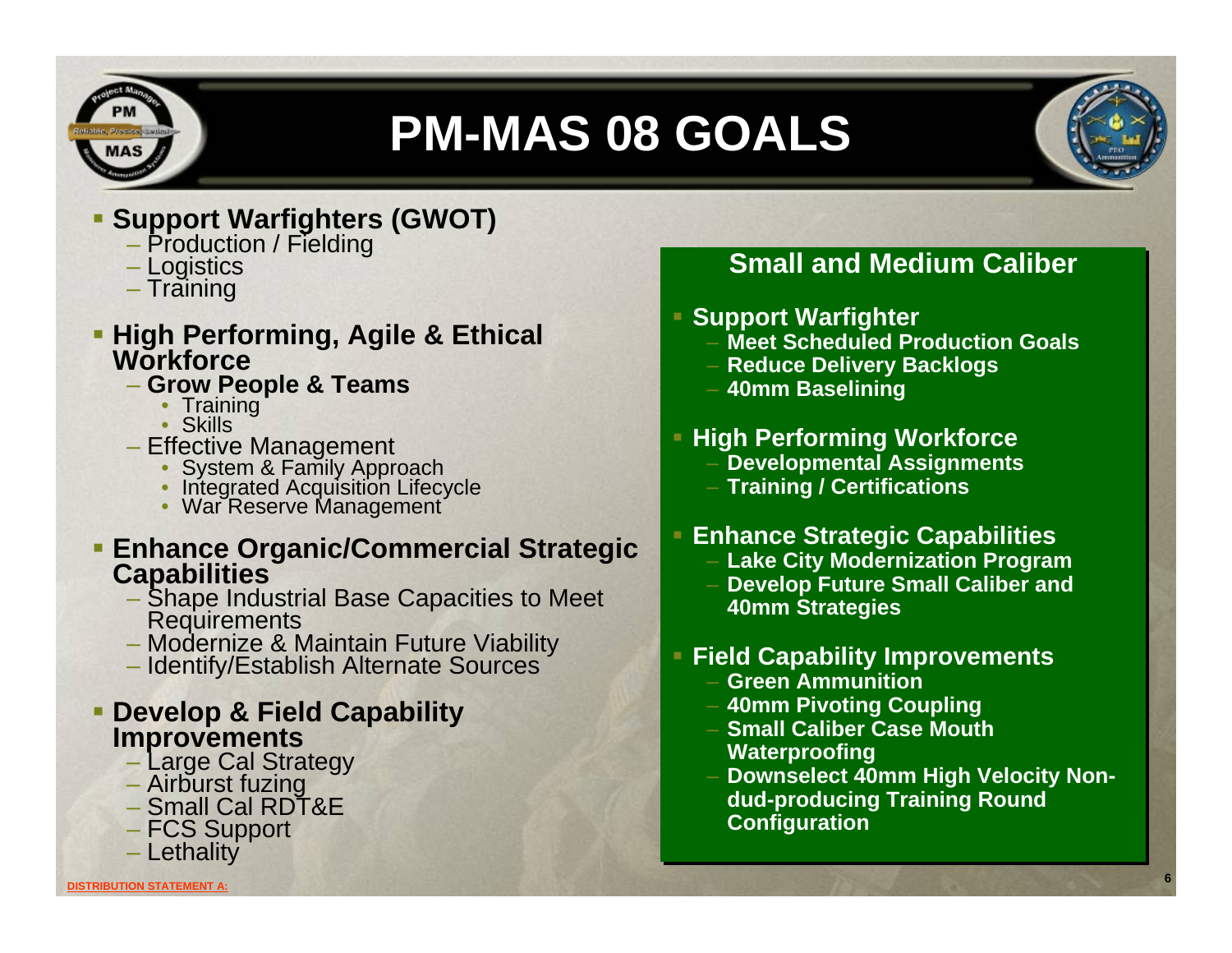# PM-MAS 08 GOALS

- **Support Warfighters (GWOT)**
  - Production / Fielding
  - Logistics
  - Training
- **High Performing, Agile & Ethical Workforce**
  - **Grow People & Teams**
    - Training
    - Skills
  - Effective Management
    - System & Family Approach
    - Integrated Acquisition Lifecycle
    - War Reserve Management
- **Enhance Organic/Commercial Strategic Capabilities**
  - Shape Industrial Base Capacities to Meet Requirements
  - Modernize & Maintain Future Viability
  - Identify/Establish Alternate Sources
- **Develop & Field Capability Improvements**
  - Large Cal Strategy
  - Airburst fuzing
  - Small Cal RDT&E
  - FCS Support
  - Lethality

## Small and Medium Caliber

- **Support Warfighter**
  - **Meet Scheduled Production Goals**
  - **Reduce Delivery Backlogs**
  - **40mm Baselining**
- **High Performing Workforce**
  - **Developmental Assignments**
  - **Training / Certifications**
- **Enhance Strategic Capabilities**
  - **Lake City Modernization Program**
  - **Develop Future Small Caliber and 40mm Strategies**
- **Field Capability Improvements**
  - **Green Ammunition**
  - **40mm Pivoting Coupling**
  - **Small Caliber Case Mouth Waterproofing**
  - **Downselect 40mm High Velocity Non-dud-producing Training Round Configuration**

DISTRIBUTION STATEMENT A: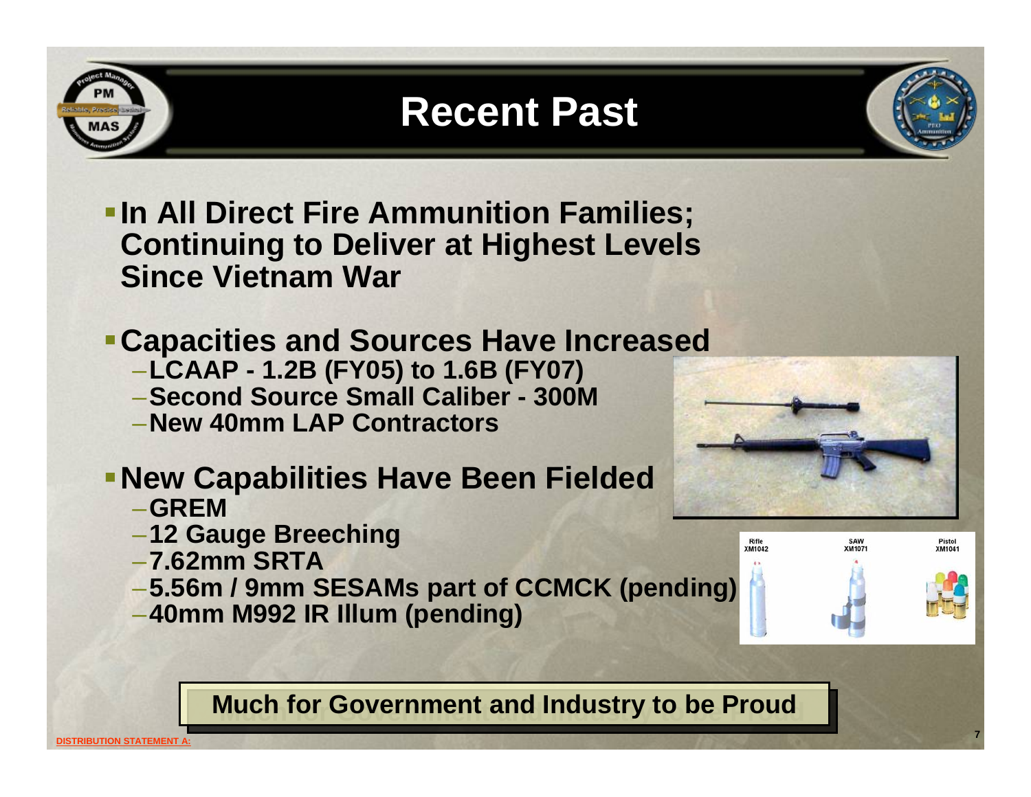# Recent Past

- **In All Direct Fire Ammunition Families; Continuing to Deliver at Highest Levels Since Vietnam War**

- **Capacities and Sources Have Increased**
  - **LCAAP - 1.2B (FY05) to 1.6B (FY07)**
  - **Second Source Small Caliber - 300M**
  - **New 40mm LAP Contractors**

- **New Capabilities Have Been Fielded**
  - **GREM**
  - **12 Gauge Breeching**
  - **7.62mm SRTA**
  - **5.56m / 9mm SESAMs part of CCMCK (pending)**
  - **40mm M992 IR Illum (pending)**

Rifle XM1042 | SAW XM1071 | Pistol XM1041

**Much for Government and Industry to be Proud**

DISTRIBUTION STATEMENT A: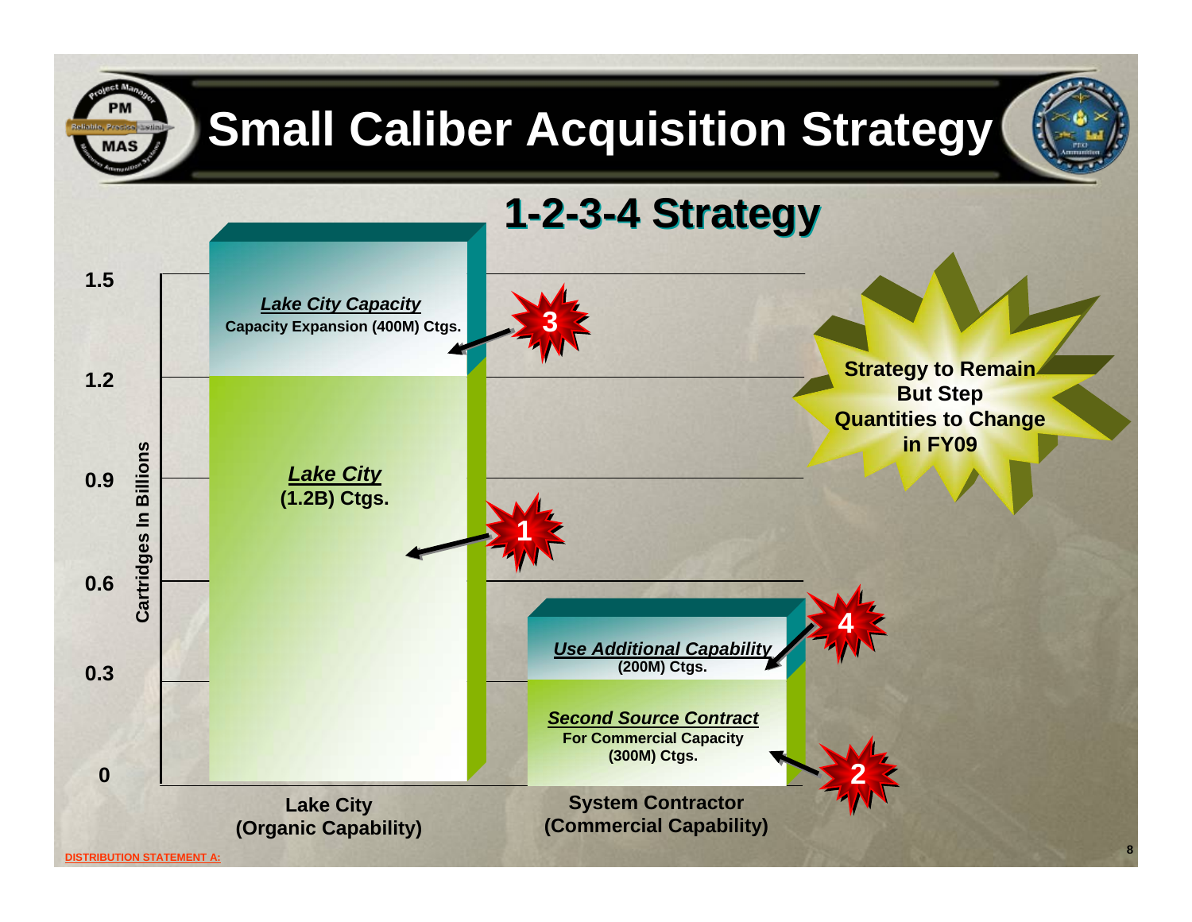# Small Caliber Acquisition Strategy

## 1-2-3-4 Strategy

Cartridges In Billions

1.5

1.2

0.9

0.6

0.3

0

***Lake City Capacity***
**Capacity Expansion (400M) Ctgs.**

**3**

***Lake City***
**(1.2B) Ctgs.**

**1**

**Strategy to Remain But Step Quantities to Change in FY09**

**4**

***Use Additional Capability***
**(200M) Ctgs.**

***Second Source Contract***
**For Commercial Capacity (300M) Ctgs.**

**2**

**Lake City (Organic Capability)**

**System Contractor (Commercial Capability)**

DISTRIBUTION STATEMENT A: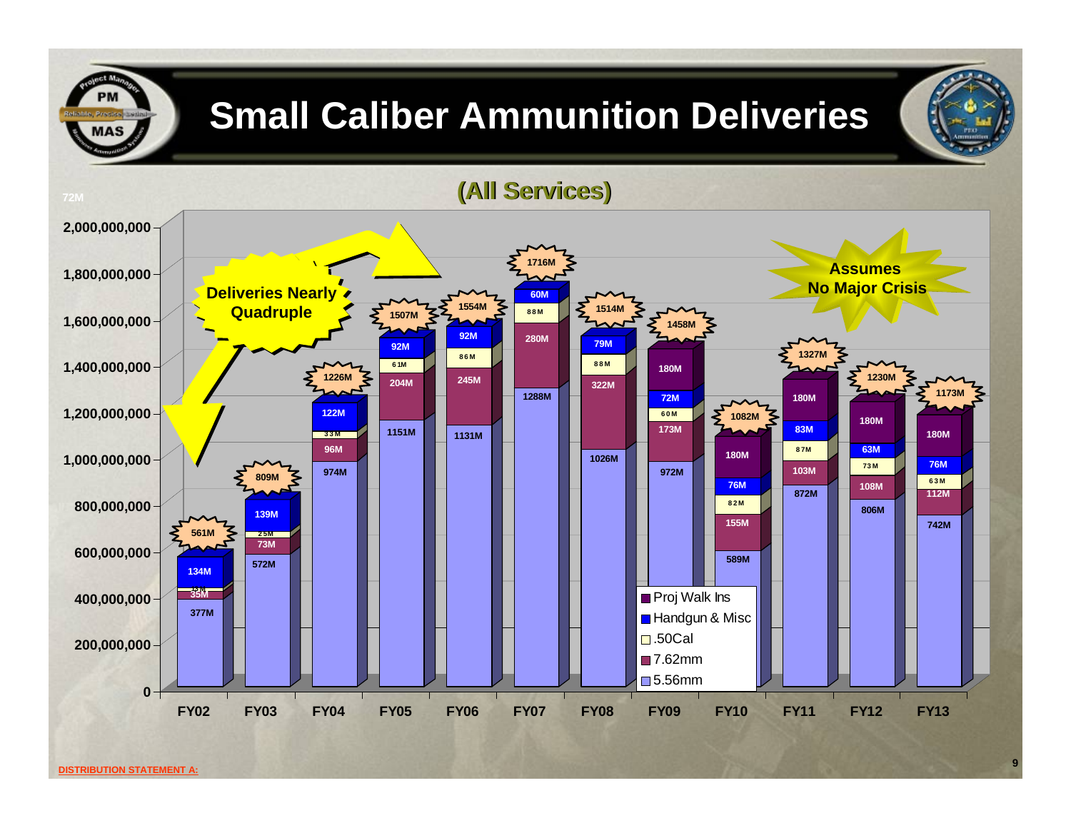# Small Caliber Ammunition Deliveries

## (All Services)

| Fiscal Year | 5.56mm | 7.62mm | .50Cal | Handgun & Misc | Proj Walk Ins | Total |
|---|---|---|---|---|---|---|
| FY02 | 377M | 35M | 15M | 134M | | 561M |
| FY03 | 572M | 73M | 25M | 139M | | 809M |
| FY04 | 974M | 96M | 33M | 122M | | 1226M |
| FY05 | 1151M | 204M | 61M | 92M | | 1507M |
| FY06 | 1131M | 245M | 86M | 92M | | 1554M |
| FY07 | 1288M | 280M | 88M | 60M | | 1716M |
| FY08 | 1026M | 322M | 88M | 79M | | 1514M |
| FY09 | 972M | 173M | 60M | 72M | 180M | 1458M |
| FY10 | 589M | 155M | 82M | 76M | 180M | 1082M |
| FY11 | 872M | 103M | 87M | 83M | 180M | 1327M |
| FY12 | 806M | 108M | 73M | 63M | 180M | 1230M |
| FY13 | 742M | 112M | 63M | 76M | 180M | 1173M |

**Deliveries Nearly Quadruple**

**Assumes No Major Crisis**

DISTRIBUTION STATEMENT A: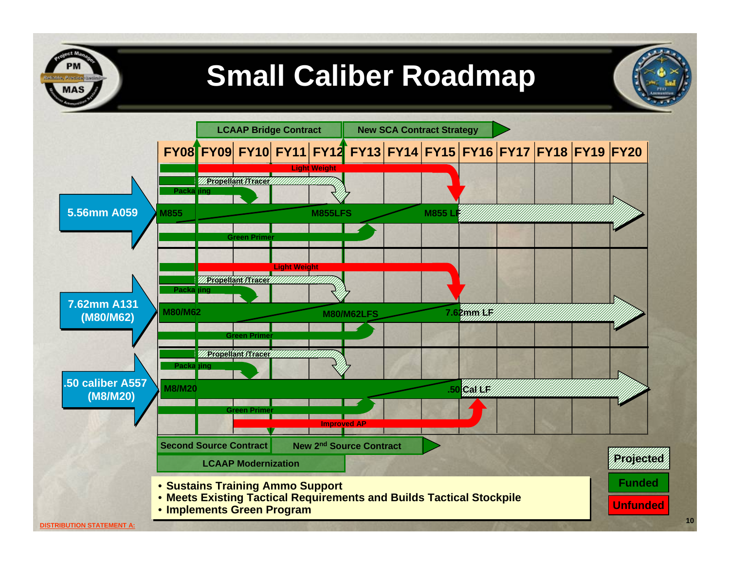# Small Caliber Roadmap

LCAAP Bridge Contract | New SCA Contract Strategy

FY08 | FY09 | FY10 | FY11 | FY12 | FY13 | FY14 | FY15 | FY16 | FY17 | FY18 | FY19 | FY20

**5.56mm A059**
- Light Weight
- Propellant /Tracer
- Packaging
- M855 → M855LFS → M855 LF
- Green Primer

**7.62mm A131 (M80/M62)**
- Light Weight
- Propellant /Tracer
- Packaging
- M80/M62 → M80/M62LFS → 7.62mm LF
- Green Primer

**.50 caliber A557 (M8/M20)**
- Propellant /Tracer
- Packaging
- M8/M20 → .50 Cal LF
- Green Primer
- Improved AP

Second Source Contract | New 2nd Source Contract

LCAAP Modernization

Legend: Projected | Funded | Unfunded

- Sustains Training Ammo Support
- Meets Existing Tactical Requirements and Builds Tactical Stockpile
- Implements Green Program

DISTRIBUTION STATEMENT A: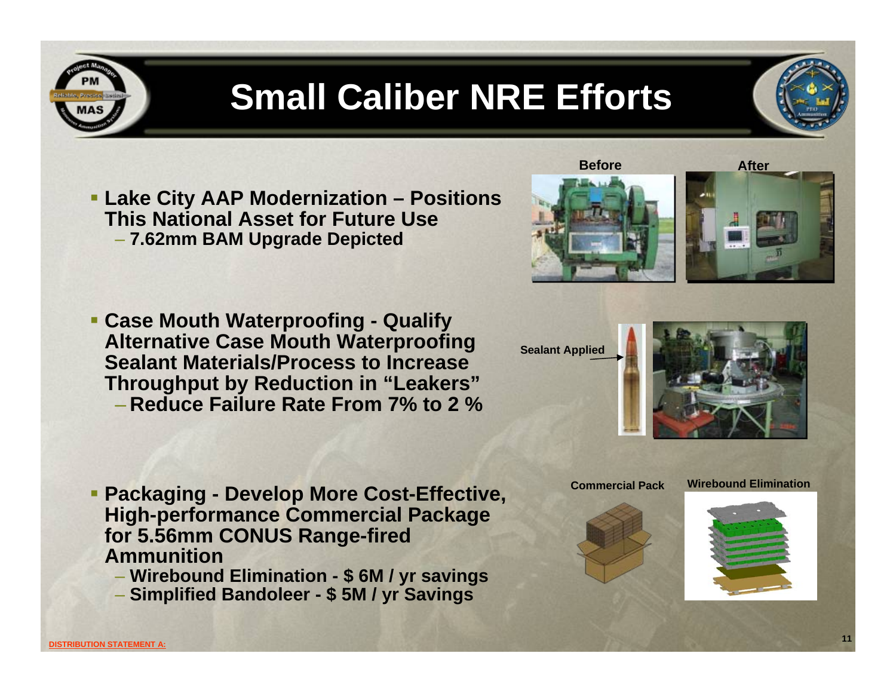# Small Caliber NRE Efforts

- **Lake City AAP Modernization – Positions This National Asset for Future Use**
  - **7.62mm BAM Upgrade Depicted**

Before

After

- **Case Mouth Waterproofing - Qualify Alternative Case Mouth Waterproofing Sealant Materials/Process to Increase Throughput by Reduction in "Leakers"**
  - **Reduce Failure Rate From 7% to 2 %**

Sealant Applied

- **Packaging - Develop More Cost-Effective, High-performance Commercial Package for 5.56mm CONUS Range-fired Ammunition**
  - **Wirebound Elimination - $ 6M / yr savings**
  - **Simplified Bandoleer - $ 5M / yr Savings**

Commercial Pack

Wirebound Elimination

DISTRIBUTION STATEMENT A: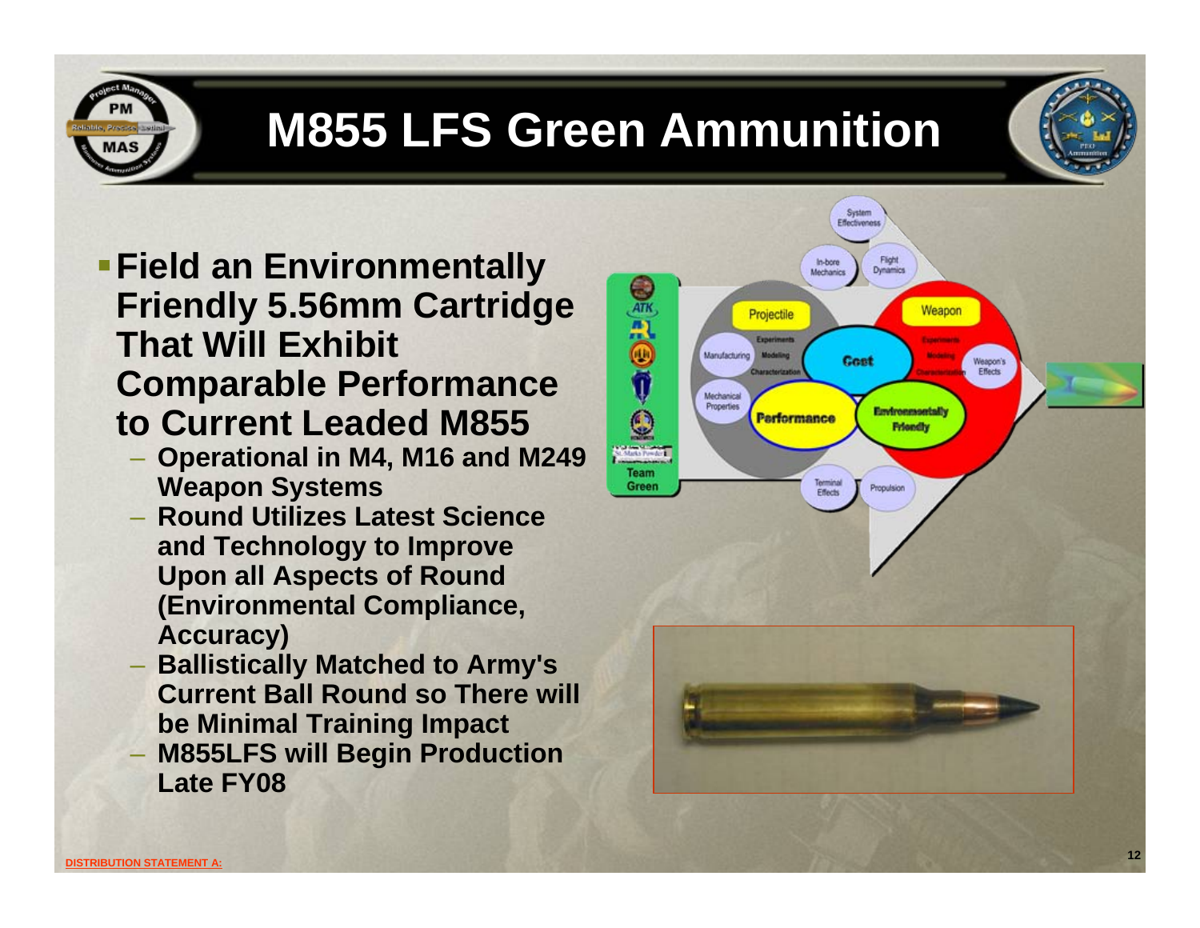# M855 LFS Green Ammunition

- **Field an Environmentally Friendly 5.56mm Cartridge That Will Exhibit Comparable Performance to Current Leaded M855**
  - **Operational in M4, M16 and M249 Weapon Systems**
  - **Round Utilizes Latest Science and Technology to Improve Upon all Aspects of Round (Environmental Compliance, Accuracy)**
  - **Ballistically Matched to Army's Current Ball Round so There will be Minimal Training Impact**
  - **M855LFS will Begin Production Late FY08**

DISTRIBUTION STATEMENT A: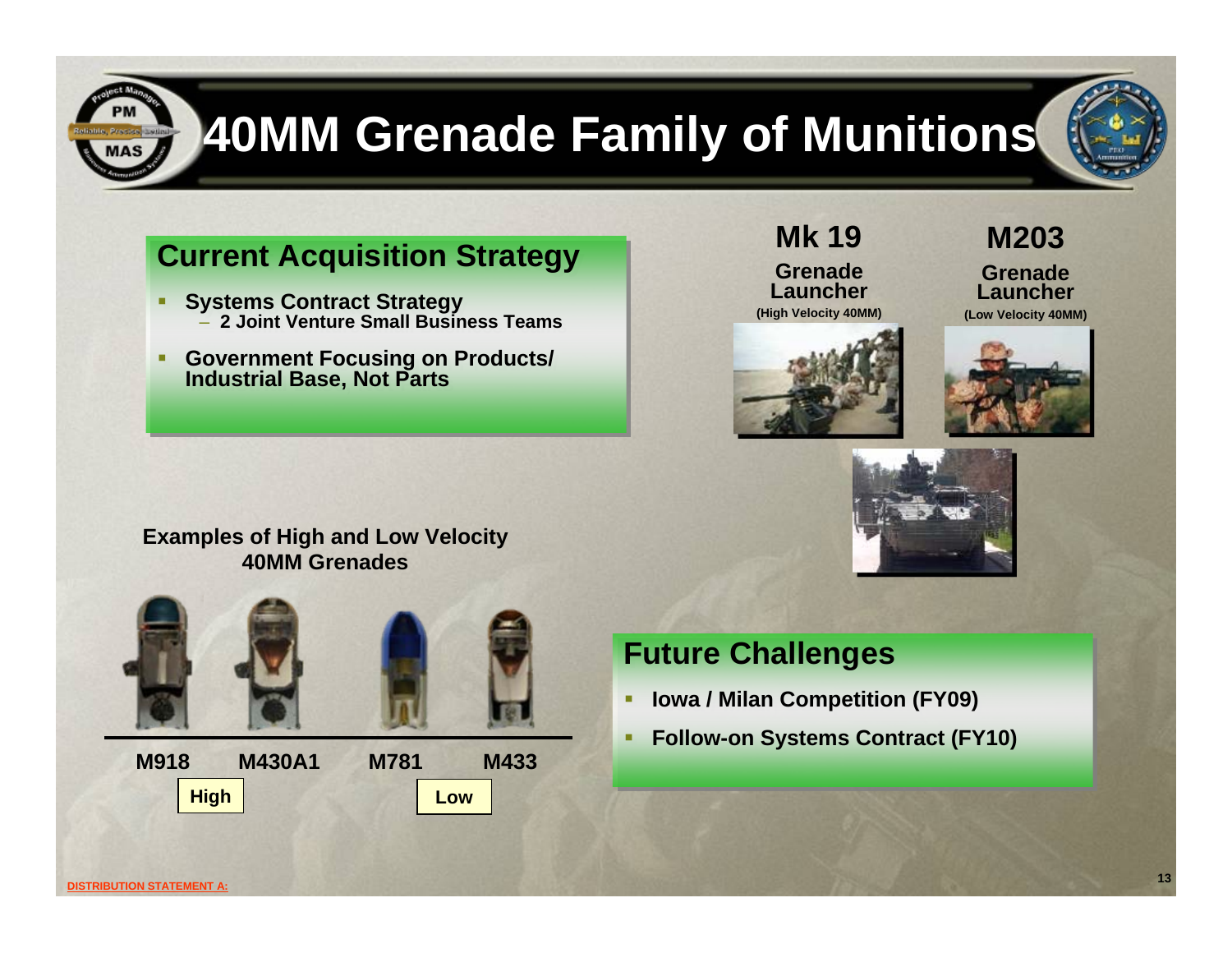# 40MM Grenade Family of Munitions

## Current Acquisition Strategy

- **Systems Contract Strategy**
  - **2 Joint Venture Small Business Teams**
- **Government Focusing on Products/ Industrial Base, Not Parts**

**Mk 19**

**Grenade Launcher**

**(High Velocity 40MM)**

**M203**

**Grenade Launcher**

**(Low Velocity 40MM)**

**Examples of High and Low Velocity 40MM Grenades**

**M918** **M430A1** **M781** **M433**

**High** **Low**

## Future Challenges

- **Iowa / Milan Competition (FY09)**
- **Follow-on Systems Contract (FY10)**

DISTRIBUTION STATEMENT A: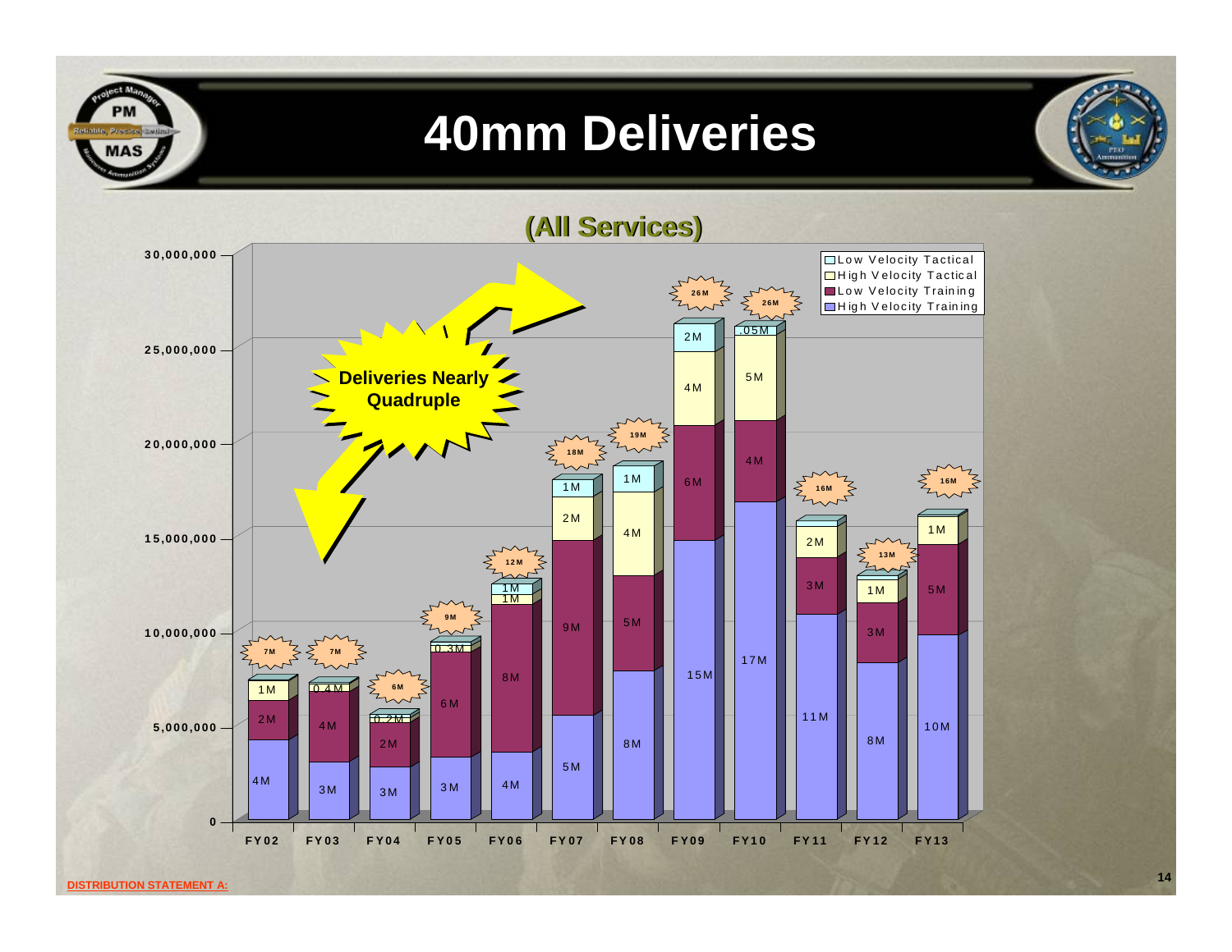# 40mm Deliveries

## (All Services)

**Deliveries Nearly Quadruple**

| | FY02 | FY03 | FY04 | FY05 | FY06 | FY07 | FY08 | FY09 | FY10 | FY11 | FY12 | FY13 |
|---|---|---|---|---|---|---|---|---|---|---|---|---|
| Low Velocity Tactical | | | | | 1M | 1M | 1M | 2M | .05M | | | |
| High Velocity Tactical | 1M | 0.4M | 0.2M | 0.3M | 1M | 2M | 4M | 4M | 5M | 2M | 1M | 1M |
| Low Velocity Training | 2M | 4M | 2M | 6M | 8M | 9M | 5M | 6M | 4M | 3M | 3M | 5M |
| High Velocity Training | 4M | 3M | 3M | 3M | 4M | 5M | 8M | 15M | 17M | 11M | 8M | 10M |
| Total | 7M | 7M | 6M | 9M | 12M | 18M | 19M | 26M | 26M | 16M | 13M | 16M |

DISTRIBUTION STATEMENT A: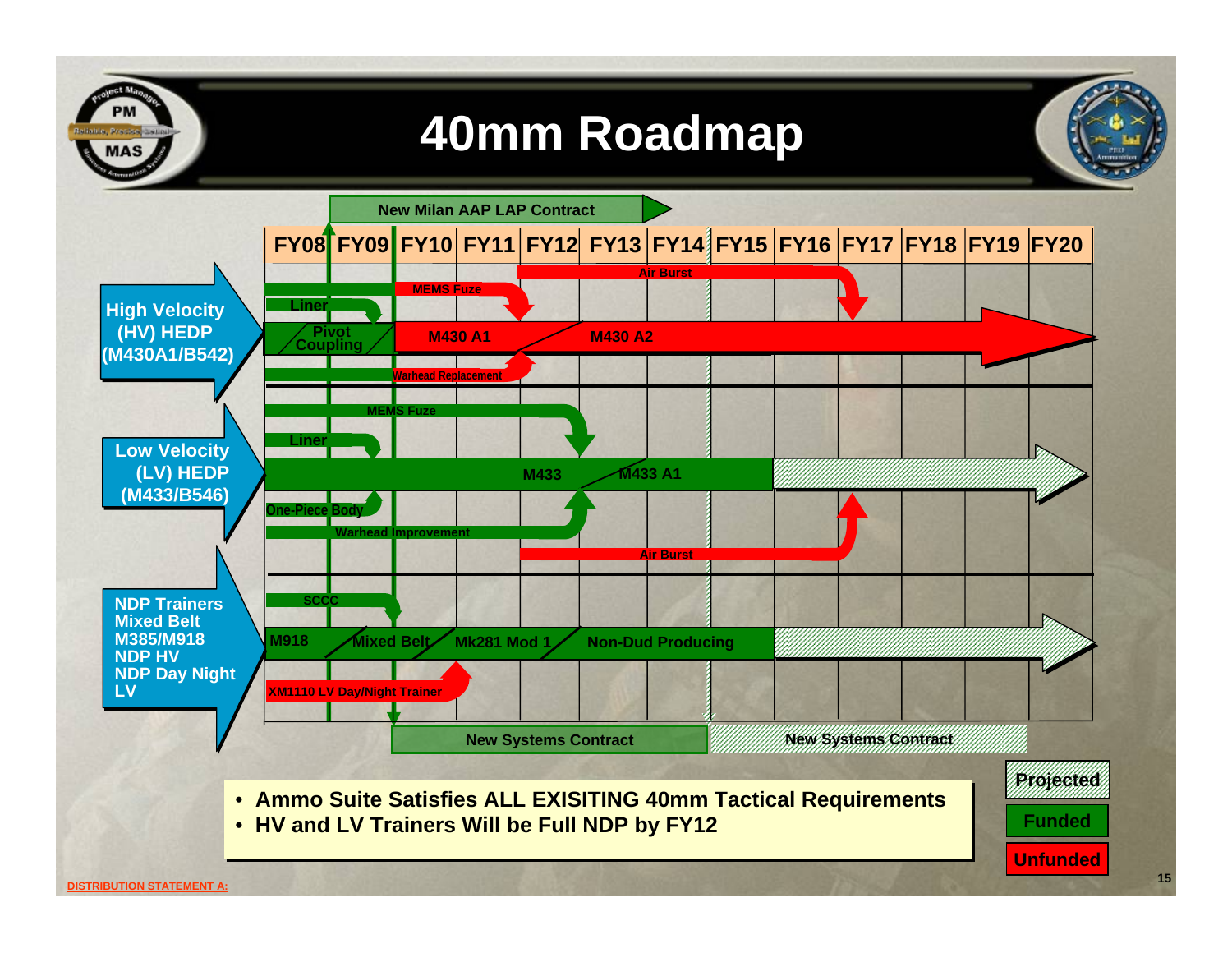# 40mm Roadmap

New Milan AAP LAP Contract

FY08 | FY09 | FY10 | FY11 | FY12 | FY13 | FY14 | FY15 | FY16 | FY17 | FY18 | FY19 | FY20

**High Velocity (HV) HEDP (M430A1/B542)**

- Air Burst
- MEMS Fuze
- Liner
- Pivot Coupling
- M430 A1
- M430 A2
- Warhead Replacement

**Low Velocity (LV) HEDP (M433/B546)**

- MEMS Fuze
- Liner
- M433
- M433 A1
- One-Piece Body
- Warhead Improvement
- Air Burst

**NDP Trainers Mixed Belt M385/M918 NDP HV NDP Day Night LV**

- SCCC
- M918
- Mixed Belt
- Mk281 Mod 1
- Non-Dud Producing
- XM1110 LV Day/Night Trainer

New Systems Contract | New Systems Contract

- Ammo Suite Satisfies ALL EXISITING 40mm Tactical Requirements
- HV and LV Trainers Will be Full NDP by FY12

Legend: Projected / Funded / Unfunded

DISTRIBUTION STATEMENT A: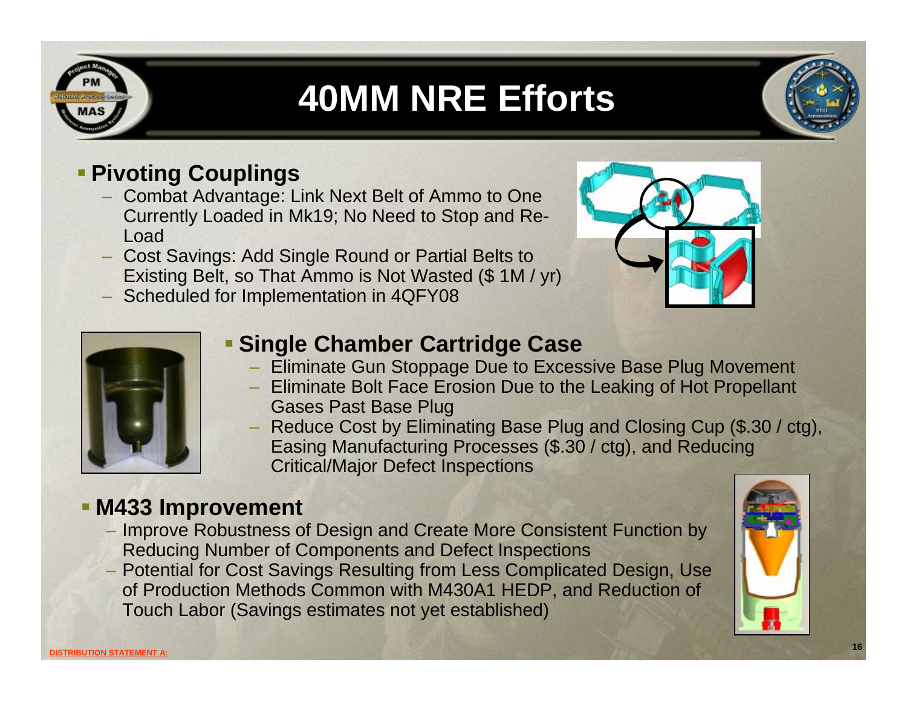# 40MM NRE Efforts

- **Pivoting Couplings**
  - Combat Advantage: Link Next Belt of Ammo to One Currently Loaded in Mk19; No Need to Stop and Re-Load
  - Cost Savings: Add Single Round or Partial Belts to Existing Belt, so That Ammo is Not Wasted ($ 1M / yr)
  - Scheduled for Implementation in 4QFY08

- **Single Chamber Cartridge Case**
  - Eliminate Gun Stoppage Due to Excessive Base Plug Movement
  - Eliminate Bolt Face Erosion Due to the Leaking of Hot Propellant Gases Past Base Plug
  - Reduce Cost by Eliminating Base Plug and Closing Cup ($.30 / ctg), Easing Manufacturing Processes ($.30 / ctg), and Reducing Critical/Major Defect Inspections

- **M433 Improvement**
  - Improve Robustness of Design and Create More Consistent Function by Reducing Number of Components and Defect Inspections
  - Potential for Cost Savings Resulting from Less Complicated Design, Use of Production Methods Common with M430A1 HEDP, and Reduction of Touch Labor (Savings estimates not yet established)

DISTRIBUTION STATEMENT A: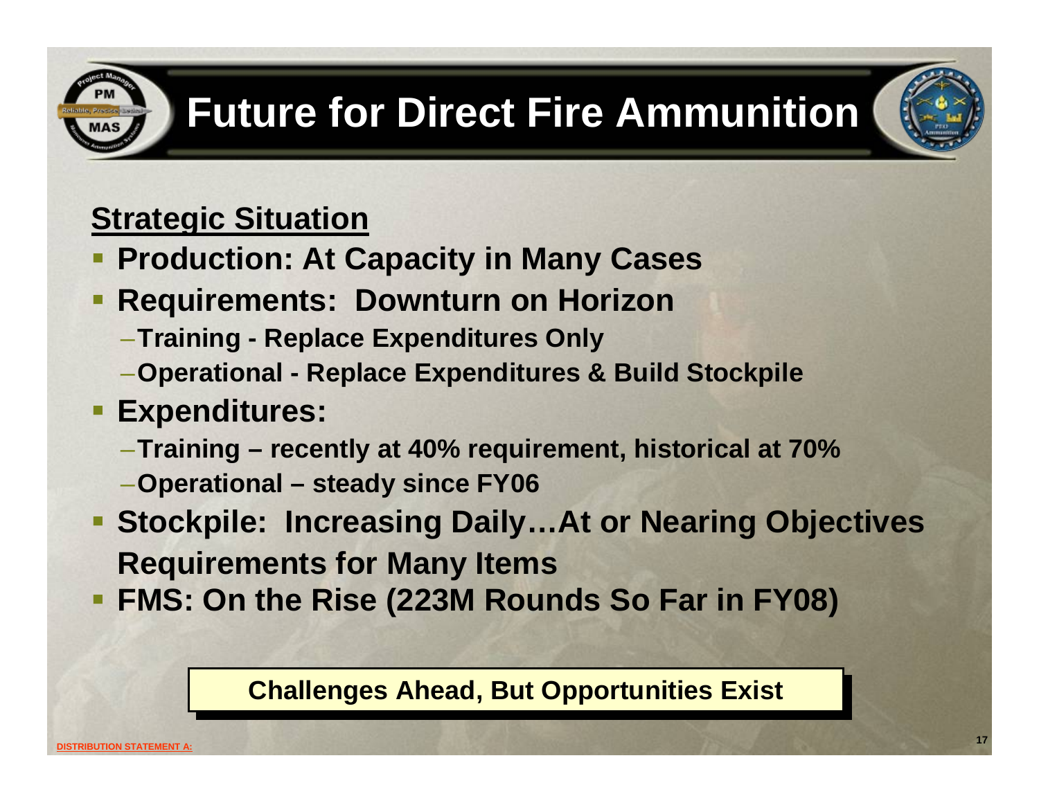# Future for Direct Fire Ammunition

## Strategic Situation

- **Production: At Capacity in Many Cases**
- **Requirements: Downturn on Horizon**
  - **Training - Replace Expenditures Only**
  - **Operational - Replace Expenditures & Build Stockpile**
- **Expenditures:**
  - **Training – recently at 40% requirement, historical at 70%**
  - **Operational – steady since FY06**
- **Stockpile: Increasing Daily…At or Nearing Objectives Requirements for Many Items**
- **FMS: On the Rise (223M Rounds So Far in FY08)**

**Challenges Ahead, But Opportunities Exist**

DISTRIBUTION STATEMENT A: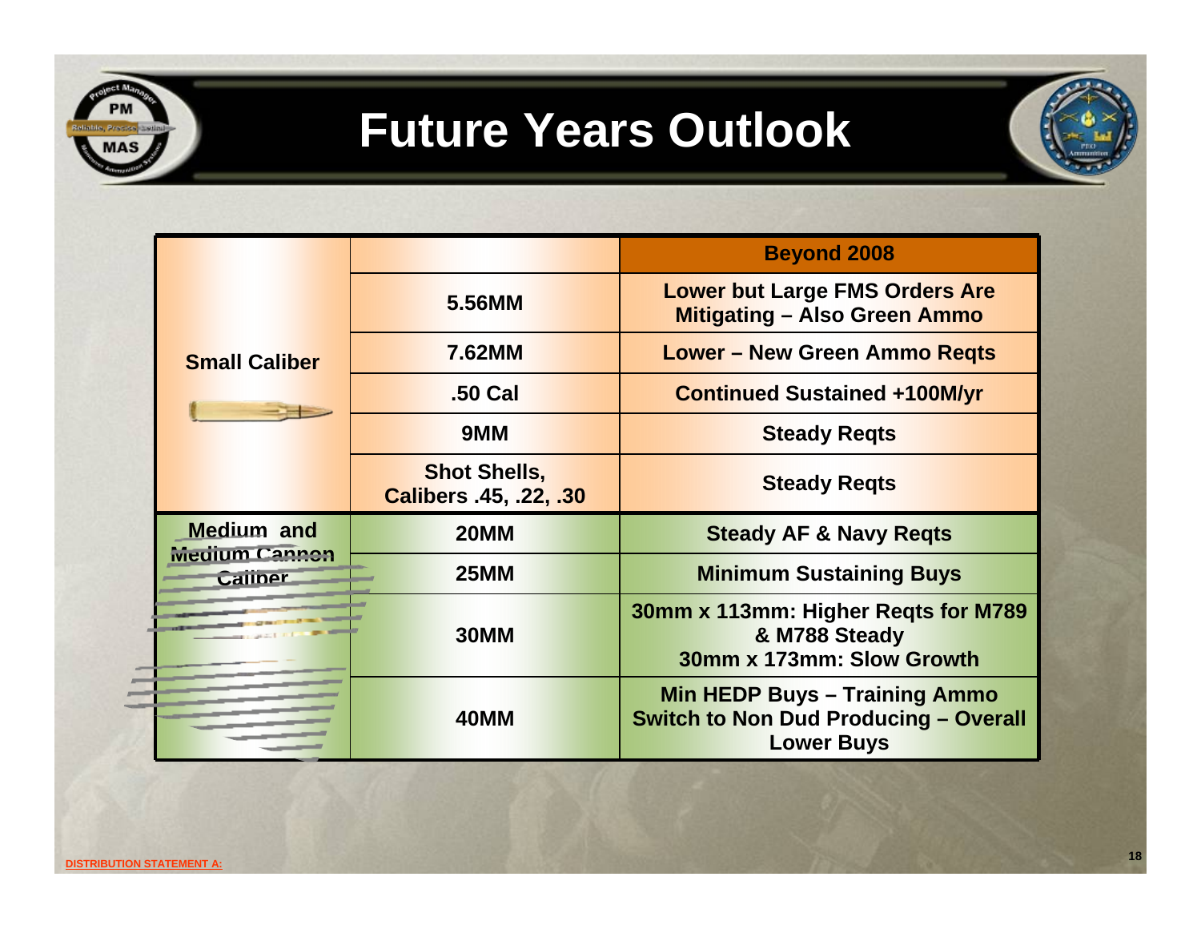# Future Years Outlook

| | | Beyond 2008 |
|---|---|---|
| Small Caliber | 5.56MM | Lower but Large FMS Orders Are Mitigating – Also Green Ammo |
| | 7.62MM | Lower – New Green Ammo Reqts |
| | .50 Cal | Continued Sustained +100M/yr |
| | 9MM | Steady Reqts |
| | Shot Shells, Calibers .45, .22, .30 | Steady Reqts |
| Medium and Medium Cannon Caliber | 20MM | Steady AF & Navy Reqts |
| | 25MM | Minimum Sustaining Buys |
| | 30MM | 30mm x 113mm: Higher Reqts for M789 & M788 Steady<br>30mm x 173mm: Slow Growth |
| | 40MM | Min HEDP Buys – Training Ammo Switch to Non Dud Producing – Overall Lower Buys |

DISTRIBUTION STATEMENT A: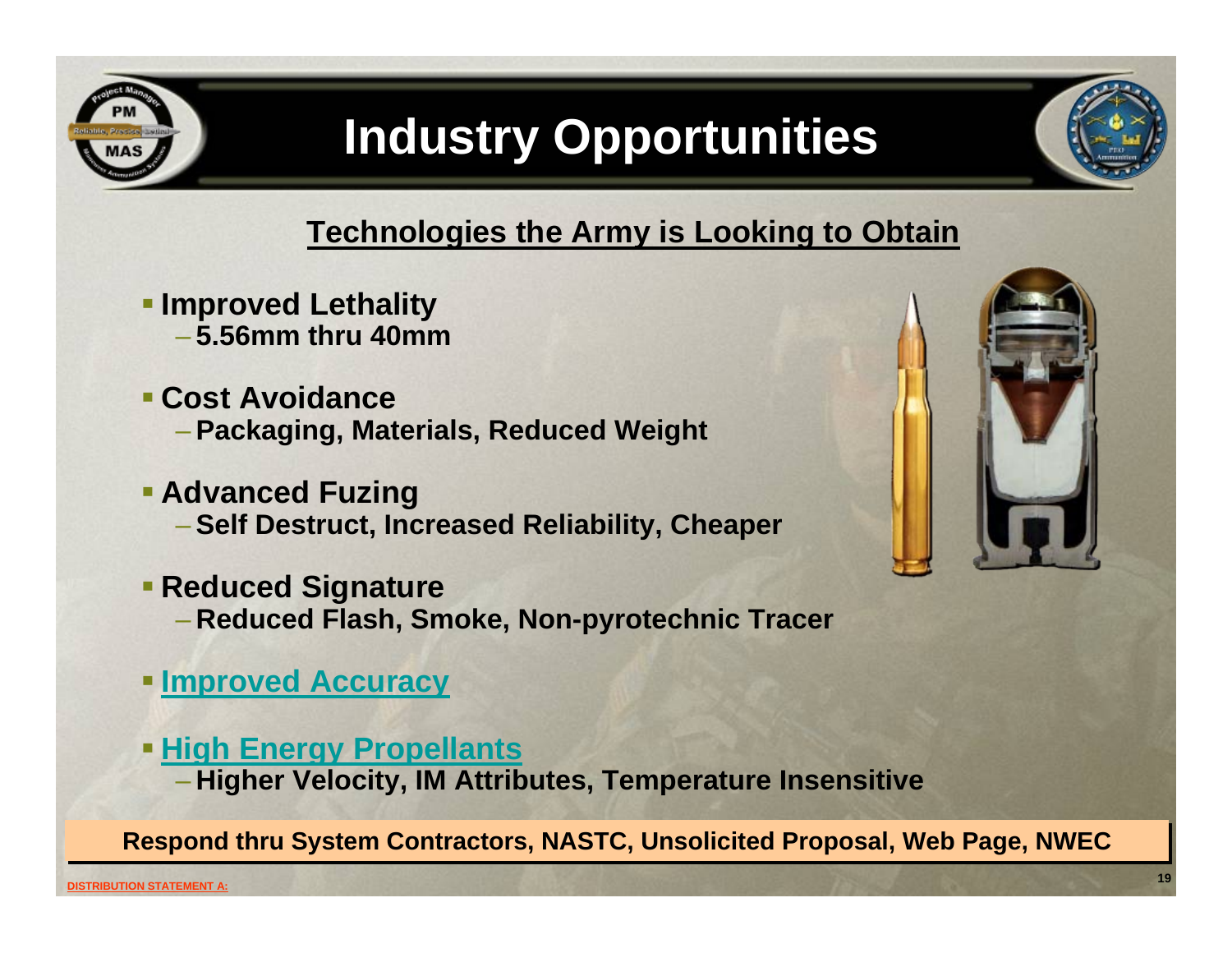# Industry Opportunities

## Technologies the Army is Looking to Obtain

- **Improved Lethality**
  - **5.56mm thru 40mm**
- **Cost Avoidance**
  - **Packaging, Materials, Reduced Weight**
- **Advanced Fuzing**
  - **Self Destruct, Increased Reliability, Cheaper**
- **Reduced Signature**
  - **Reduced Flash, Smoke, Non-pyrotechnic Tracer**
- **Improved Accuracy**
- **High Energy Propellants**
  - **Higher Velocity, IM Attributes, Temperature Insensitive**

**Respond thru System Contractors, NASTC, Unsolicited Proposal, Web Page, NWEC**

DISTRIBUTION STATEMENT A: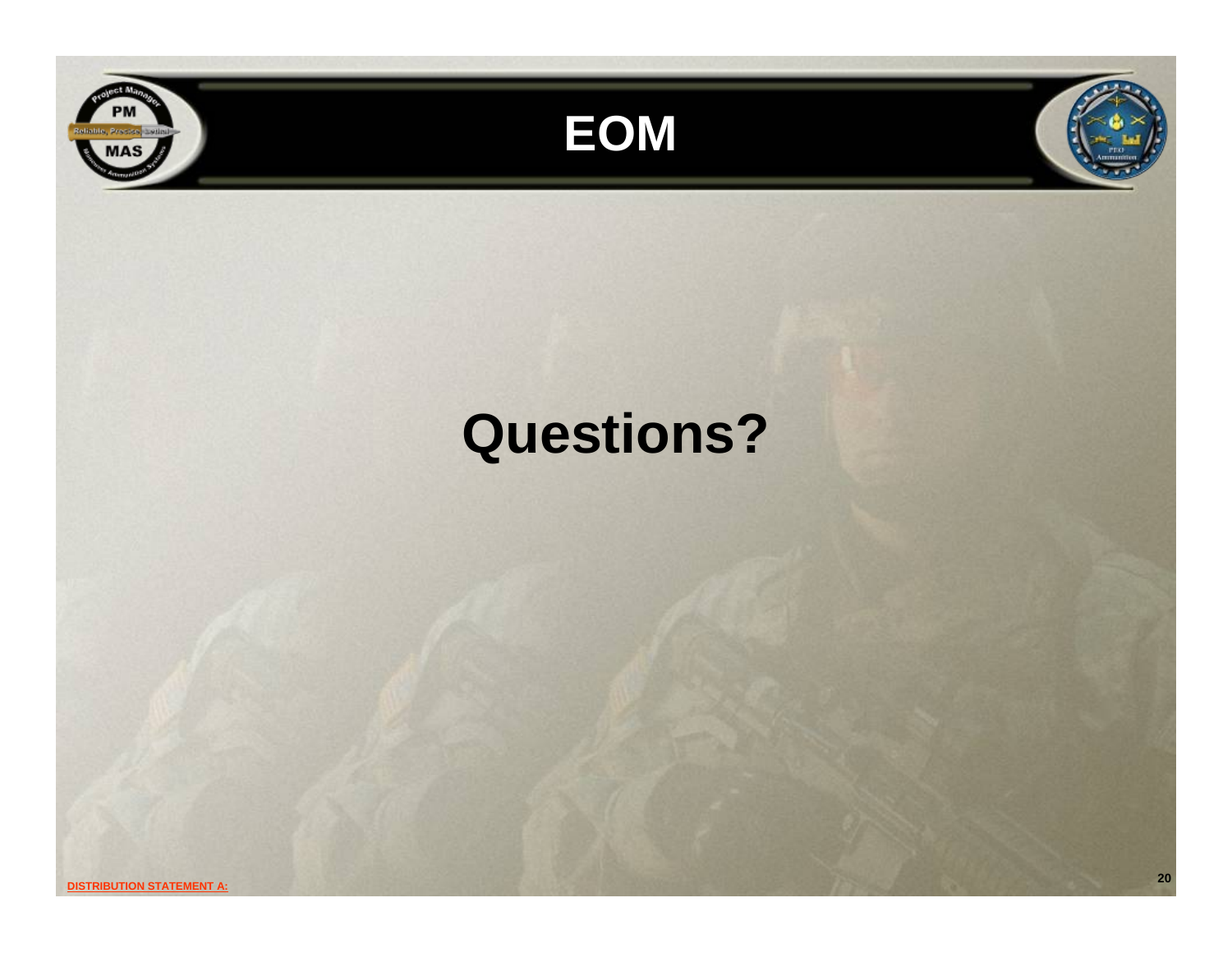# EOM

## Questions?

DISTRIBUTION STATEMENT A: